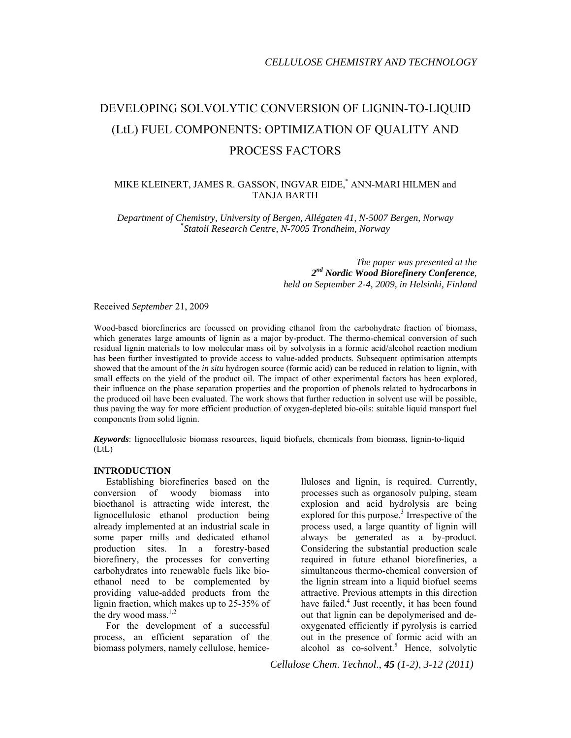# DEVELOPING SOLVOLYTIC CONVERSION OF LIGNIN-TO-LIQUID (LtL) FUEL COMPONENTS: OPTIMIZATION OF QUALITY AND PROCESS FACTORS

MIKE KLEINERT, JAMES R. GASSON, INGVAR EIDE,[*] ANN-MARI HILMEN and TANJA BARTH

*Department of Chemistry, University of Bergen, Allégaten 41, N-5007 Bergen, Norway*
*[*]Statoil Research Centre, N-7005 Trondheim, Norway*

*The paper was presented at the*
***2nd Nordic Wood Biorefinery Conference****,*
*held on September 2-4, 2009, in Helsinki, Finland*

Received *September* 21, 2009

Wood-based biorefineries are focussed on providing ethanol from the carbohydrate fraction of biomass, which generates large amounts of lignin as a major by-product. The thermo-chemical conversion of such residual lignin materials to low molecular mass oil by solvolysis in a formic acid/alcohol reaction medium has been further investigated to provide access to value-added products. Subsequent optimisation attempts showed that the amount of the *in situ* hydrogen source (formic acid) can be reduced in relation to lignin, with small effects on the yield of the product oil. The impact of other experimental factors has been explored, their influence on the phase separation properties and the proportion of phenols related to hydrocarbons in the produced oil have been evaluated. The work shows that further reduction in solvent use will be possible, thus paving the way for more efficient production of oxygen-depleted bio-oils: suitable liquid transport fuel components from solid lignin.

***Keywords***: lignocellulosic biomass resources, liquid biofuels, chemicals from biomass, lignin-to-liquid (LtL)

## INTRODUCTION

Establishing biorefineries based on the conversion of woody biomass into bioethanol is attracting wide interest, the lignocellulosic ethanol production being already implemented at an industrial scale in some paper mills and dedicated ethanol production sites. In a forestry-based biorefinery, the processes for converting carbohydrates into renewable fuels like bio-ethanol need to be complemented by providing value-added products from the lignin fraction, which makes up to 25-35% of the dry wood mass.[1,2]

For the development of a successful process, an efficient separation of the biomass polymers, namely cellulose, hemicelluloses and lignin, is required. Currently, processes such as organosolv pulping, steam explosion and acid hydrolysis are being explored for this purpose.[3] Irrespective of the process used, a large quantity of lignin will always be generated as a by-product. Considering the substantial production scale required in future ethanol biorefineries, a simultaneous thermo-chemical conversion of the lignin stream into a liquid biofuel seems attractive. Previous attempts in this direction have failed.[4] Just recently, it has been found out that lignin can be depolymerised and deoxygenated efficiently if pyrolysis is carried out in the presence of formic acid with an alcohol as co-solvent.[5] Hence, solvolytic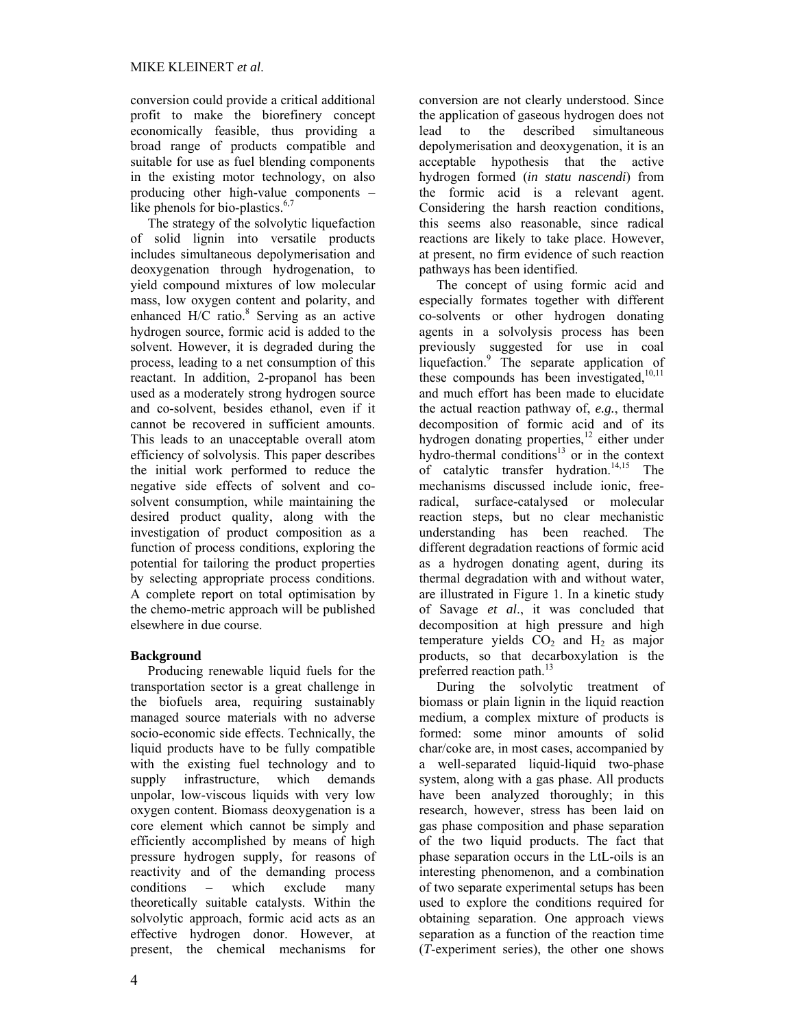conversion could provide a critical additional profit to make the biorefinery concept economically feasible, thus providing a broad range of products compatible and suitable for use as fuel blending components in the existing motor technology, on also producing other high-value components – like phenols for bio-plastics.[6,7]

The strategy of the solvolytic liquefaction of solid lignin into versatile products includes simultaneous depolymerisation and deoxygenation through hydrogenation, to yield compound mixtures of low molecular mass, low oxygen content and polarity, and enhanced H/C ratio.[8] Serving as an active hydrogen source, formic acid is added to the solvent. However, it is degraded during the process, leading to a net consumption of this reactant. In addition, 2-propanol has been used as a moderately strong hydrogen source and co-solvent, besides ethanol, even if it cannot be recovered in sufficient amounts. This leads to an unacceptable overall atom efficiency of solvolysis. This paper describes the initial work performed to reduce the negative side effects of solvent and co-solvent consumption, while maintaining the desired product quality, along with the investigation of product composition as a function of process conditions, exploring the potential for tailoring the product properties by selecting appropriate process conditions. A complete report on total optimisation by the chemo-metric approach will be published elsewhere in due course.

## Background

Producing renewable liquid fuels for the transportation sector is a great challenge in the biofuels area, requiring sustainably managed source materials with no adverse socio-economic side effects. Technically, the liquid products have to be fully compatible with the existing fuel technology and to supply infrastructure, which demands unpolar, low-viscous liquids with very low oxygen content. Biomass deoxygenation is a core element which cannot be simply and efficiently accomplished by means of high pressure hydrogen supply, for reasons of reactivity and of the demanding process conditions – which exclude many theoretically suitable catalysts. Within the solvolytic approach, formic acid acts as an effective hydrogen donor. However, at present, the chemical mechanisms for conversion are not clearly understood. Since the application of gaseous hydrogen does not lead to the described simultaneous depolymerisation and deoxygenation, it is an acceptable hypothesis that the active hydrogen formed (*in statu nascendi*) from the formic acid is a relevant agent. Considering the harsh reaction conditions, this seems also reasonable, since radical reactions are likely to take place. However, at present, no firm evidence of such reaction pathways has been identified.

The concept of using formic acid and especially formates together with different co-solvents or other hydrogen donating agents in a solvolysis process has been previously suggested for use in coal liquefaction.[9] The separate application of these compounds has been investigated,[10,11] and much effort has been made to elucidate the actual reaction pathway of, *e.g.*, thermal decomposition of formic acid and of its hydrogen donating properties,[12] either under hydro-thermal conditions[13] or in the context of catalytic transfer hydration.[14,15] The mechanisms discussed include ionic, free-radical, surface-catalysed or molecular reaction steps, but no clear mechanistic understanding has been reached. The different degradation reactions of formic acid as a hydrogen donating agent, during its thermal degradation with and without water, are illustrated in Figure 1. In a kinetic study of Savage *et al*., it was concluded that decomposition at high pressure and high temperature yields $CO_2$ and $H_2$ as major products, so that decarboxylation is the preferred reaction path.[13]

During the solvolytic treatment of biomass or plain lignin in the liquid reaction medium, a complex mixture of products is formed: some minor amounts of solid char/coke are, in most cases, accompanied by a well-separated liquid-liquid two-phase system, along with a gas phase. All products have been analyzed thoroughly; in this research, however, stress has been laid on gas phase composition and phase separation of the two liquid products. The fact that phase separation occurs in the LtL-oils is an interesting phenomenon, and a combination of two separate experimental setups has been used to explore the conditions required for obtaining separation. One approach views separation as a function of the reaction time (*T*-experiment series), the other one shows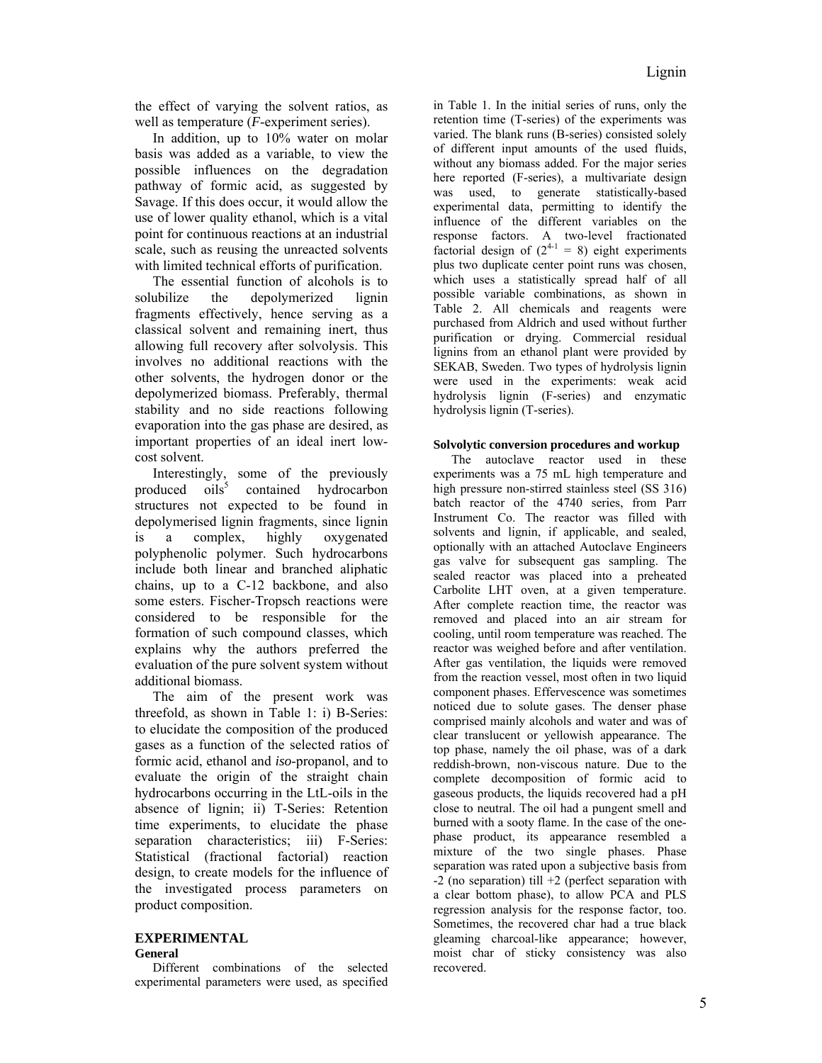the effect of varying the solvent ratios, as well as temperature (*F*-experiment series).

In addition, up to 10% water on molar basis was added as a variable, to view the possible influences on the degradation pathway of formic acid, as suggested by Savage. If this does occur, it would allow the use of lower quality ethanol, which is a vital point for continuous reactions at an industrial scale, such as reusing the unreacted solvents with limited technical efforts of purification.

The essential function of alcohols is to solubilize the depolymerized lignin fragments effectively, hence serving as a classical solvent and remaining inert, thus allowing full recovery after solvolysis. This involves no additional reactions with the other solvents, the hydrogen donor or the depolymerized biomass. Preferably, thermal stability and no side reactions following evaporation into the gas phase are desired, as important properties of an ideal inert low-cost solvent.

Interestingly, some of the previously produced oils[5] contained hydrocarbon structures not expected to be found in depolymerised lignin fragments, since lignin is a complex, highly oxygenated polyphenolic polymer. Such hydrocarbons include both linear and branched aliphatic chains, up to a C-12 backbone, and also some esters. Fischer-Tropsch reactions were considered to be responsible for the formation of such compound classes, which explains why the authors preferred the evaluation of the pure solvent system without additional biomass.

The aim of the present work was threefold, as shown in Table 1: i) B-Series: to elucidate the composition of the produced gases as a function of the selected ratios of formic acid, ethanol and *iso*-propanol, and to evaluate the origin of the straight chain hydrocarbons occurring in the LtL-oils in the absence of lignin; ii) T-Series: Retention time experiments, to elucidate the phase separation characteristics; iii) F-Series: Statistical (fractional factorial) reaction design, to create models for the influence of the investigated process parameters on product composition.

## EXPERIMENTAL

### General

Different combinations of the selected experimental parameters were used, as specified in Table 1. In the initial series of runs, only the retention time (T-series) of the experiments was varied. The blank runs (B-series) consisted solely of different input amounts of the used fluids, without any biomass added. For the major series here reported (F-series), a multivariate design was used, to generate statistically-based experimental data, permitting to identify the influence of the different variables on the response factors. A two-level fractionated factorial design of ($2^{4-1} = 8$) eight experiments plus two duplicate center point runs was chosen, which uses a statistically spread half of all possible variable combinations, as shown in Table 2. All chemicals and reagents were purchased from Aldrich and used without further purification or drying. Commercial residual lignins from an ethanol plant were provided by SEKAB, Sweden. Two types of hydrolysis lignin were used in the experiments: weak acid hydrolysis lignin (F-series) and enzymatic hydrolysis lignin (T-series).

### Solvolytic conversion procedures and workup

The autoclave reactor used in these experiments was a 75 mL high temperature and high pressure non-stirred stainless steel (SS 316) batch reactor of the 4740 series, from Parr Instrument Co. The reactor was filled with solvents and lignin, if applicable, and sealed, optionally with an attached Autoclave Engineers gas valve for subsequent gas sampling. The sealed reactor was placed into a preheated Carbolite LHT oven, at a given temperature. After complete reaction time, the reactor was removed and placed into an air stream for cooling, until room temperature was reached. The reactor was weighed before and after ventilation. After gas ventilation, the liquids were removed from the reaction vessel, most often in two liquid component phases. Effervescence was sometimes noticed due to solute gases. The denser phase comprised mainly alcohols and water and was of clear translucent or yellowish appearance. The top phase, namely the oil phase, was of a dark reddish-brown, non-viscous nature. Due to the complete decomposition of formic acid to gaseous products, the liquids recovered had a pH close to neutral. The oil had a pungent smell and burned with a sooty flame. In the case of the one-phase product, its appearance resembled a mixture of the two single phases. Phase separation was rated upon a subjective basis from -2 (no separation) till +2 (perfect separation with a clear bottom phase), to allow PCA and PLS regression analysis for the response factor, too. Sometimes, the recovered char had a true black gleaming charcoal-like appearance; however, moist char of sticky consistency was also recovered.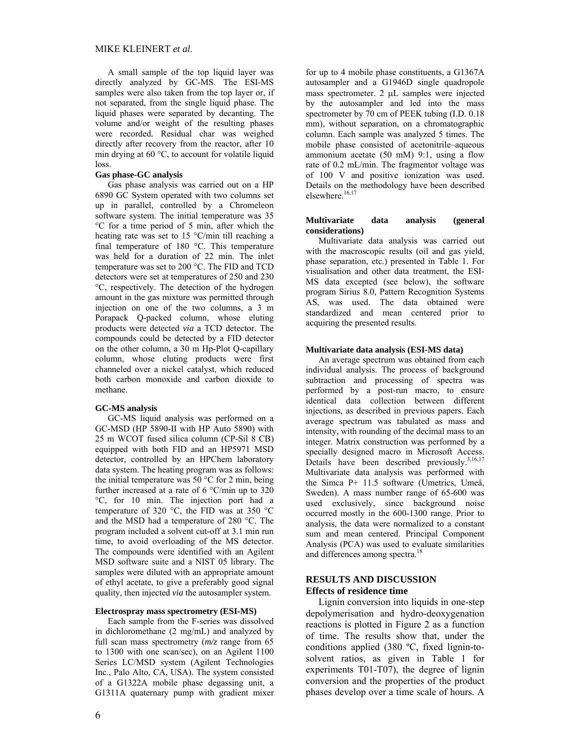A small sample of the top liquid layer was directly analyzed by GC-MS. The ESI-MS samples were also taken from the top layer or, if not separated, from the single liquid phase. The liquid phases were separated by decanting. The volume and/or weight of the resulting phases were recorded. Residual char was weighed directly after recovery from the reactor, after 10 min drying at 60 °C, to account for volatile liquid loss.

**Gas phase-GC analysis**

Gas phase analysis was carried out on a HP 6890 GC System operated with two columns set up in parallel, controlled by a Chromeleon software system. The initial temperature was 35 °C for a time period of 5 min, after which the heating rate was set to 15 °C/min till reaching a final temperature of 180 °C. This temperature was held for a duration of 22 min. The inlet temperature was set to 200 °C. The FID and TCD detectors were set at temperatures of 250 and 230 °C, respectively. The detection of the hydrogen amount in the gas mixture was permitted through injection on one of the two columns, a 3 m Porapack Q-packed column, whose eluting products were detected *via* a TCD detector. The compounds could be detected by a FID detector on the other column, a 30 m Hp-Plot Q-capillary column, whose eluting products were first channeled over a nickel catalyst, which reduced both carbon monoxide and carbon dioxide to methane.

**GC-MS analysis**

GC-MS liquid analysis was performed on a GC-MSD (HP 5890-II with HP Auto 5890) with 25 m WCOT fused silica column (CP-Sil 8 CB) equipped with both FID and an HP5971 MSD detector, controlled by an HPChem laboratory data system. The heating program was as follows: the initial temperature was 50 °C for 2 min, being further increased at a rate of 6 °C/min up to 320 °C, for 10 min. The injection port had a temperature of 320 °C, the FID was at 350 °C and the MSD had a temperature of 280 °C. The program included a solvent cut-off at 3.1 min run time, to avoid overloading of the MS detector. The compounds were identified with an Agilent MSD software suite and a NIST 05 library. The samples were diluted with an appropriate amount of ethyl acetate, to give a preferably good signal quality, then injected *via* the autosampler system.

**Electrospray mass spectrometry (ESI-MS)**

Each sample from the F-series was dissolved in dichloromethane (2 mg/mL) and analyzed by full scan mass spectrometry (*m/z* range from 65 to 1300 with one scan/sec), on an Agilent 1100 Series LC/MSD system (Agilent Technologies Inc., Palo Alto, CA, USA). The system consisted of a G1322A mobile phase degassing unit, a G1311A quaternary pump with gradient mixer for up to 4 mobile phase constituents, a G1367A autosampler and a G1946D single quadropole mass spectrometer. 2 μL samples were injected by the autosampler and led into the mass spectrometer by 70 cm of PEEK tubing (I.D. 0.18 mm), without separation, on a chromatographic column. Each sample was analyzed 5 times. The mobile phase consisted of acetonitrile–aqueous ammonium acetate (50 mM) 9:1, using a flow rate of 0.2 mL/min. The fragmentor voltage was of 100 V and positive ionization was used. Details on the methodology have been described elsewhere.[16,17]

**Multivariate data analysis (general considerations)**

Multivariate data analysis was carried out with the macroscopic results (oil and gas yield, phase separation, etc.) presented in Table 1. For visualisation and other data treatment, the ESI-MS data excepted (see below), the software program Sirius 8.0, Pattern Recognition Systems AS, was used. The data obtained were standardized and mean centered prior to acquiring the presented results.

**Multivariate data analysis (ESI-MS data)**

An average spectrum was obtained from each individual analysis. The process of background subtraction and processing of spectra was performed by a post-run macro, to ensure identical data collection between different injections, as described in previous papers. Each average spectrum was tabulated as mass and intensity, with rounding of the decimal mass to an integer. Matrix construction was performed by a specially designed macro in Microsoft Access. Details have been described previously.[3,16,17] Multivariate data analysis was performed with the Simca P+ 11.5 software (Umetrics, Umeå, Sweden). A mass number range of 65-600 was used exclusively, since background noise occurred mostly in the 600-1300 range. Prior to analysis, the data were normalized to a constant sum and mean centered. Principal Component Analysis (PCA) was used to evaluate similarities and differences among spectra.[18]

## RESULTS AND DISCUSSION

### Effects of residence time

Lignin conversion into liquids in one-step depolymerisation and hydro-deoxygenation reactions is plotted in Figure 2 as a function of time. The results show that, under the conditions applied (380 ºC, fixed lignin-to-solvent ratios, as given in Table 1 for experiments T01-T07), the degree of lignin conversion and the properties of the product phases develop over a time scale of hours. A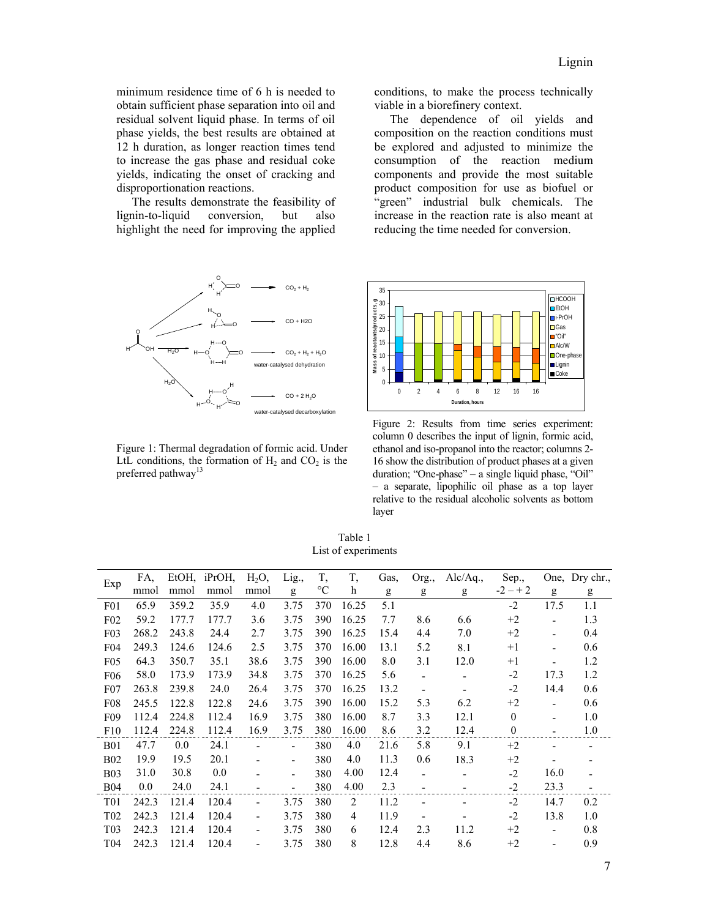minimum residence time of 6 h is needed to obtain sufficient phase separation into oil and residual solvent liquid phase. In terms of oil phase yields, the best results are obtained at 12 h duration, as longer reaction times tend to increase the gas phase and residual coke yields, indicating the onset of cracking and disproportionation reactions.

The results demonstrate the feasibility of lignin-to-liquid conversion, but also highlight the need for improving the applied conditions, to make the process technically viable in a biorefinery context.

The dependence of oil yields and composition on the reaction conditions must be explored and adjusted to minimize the consumption of the reaction medium components and provide the most suitable product composition for use as biofuel or "green" industrial bulk chemicals. The increase in the reaction rate is also meant at reducing the time needed for conversion.

Figure 1: Thermal degradation of formic acid. Under LtL conditions, the formation of $H_2$ and $CO_2$ is the preferred pathway[13]

Figure 2: Results from time series experiment: column 0 describes the input of lignin, formic acid, ethanol and iso-propanol into the reactor; columns 2-16 show the distribution of product phases at a given duration; "One-phase" – a single liquid phase, "Oil" – a separate, lipophilic oil phase as a top layer relative to the residual alcoholic solvents as bottom layer

Table 1
List of experiments

| Exp | FA, mmol | EtOH, mmol | iPrOH, mmol | $H_2O$, mmol | Lig., g | T, °C | T, h | Gas, g | Org., g | Alc/Aq., g | Sep., -2 – + 2 | One, g | Dry chr., g |
|---|---|---|---|---|---|---|---|---|---|---|---|---|---|
| F01 | 65.9 | 359.2 | 35.9 | 4.0 | 3.75 | 370 | 16.25 | 5.1 | | | -2 | 17.5 | 1.1 |
| F02 | 59.2 | 177.7 | 177.7 | 3.6 | 3.75 | 390 | 16.25 | 7.7 | 8.6 | 6.6 | +2 | - | 1.3 |
| F03 | 268.2 | 243.8 | 24.4 | 2.7 | 3.75 | 390 | 16.25 | 15.4 | 4.4 | 7.0 | +2 | - | 0.4 |
| F04 | 249.3 | 124.6 | 124.6 | 2.5 | 3.75 | 370 | 16.00 | 13.1 | 5.2 | 8.1 | +1 | - | 0.6 |
| F05 | 64.3 | 350.7 | 35.1 | 38.6 | 3.75 | 390 | 16.00 | 8.0 | 3.1 | 12.0 | +1 | - | 1.2 |
| F06 | 58.0 | 173.9 | 173.9 | 34.8 | 3.75 | 370 | 16.25 | 5.6 | - | - | -2 | 17.3 | 1.2 |
| F07 | 263.8 | 239.8 | 24.0 | 26.4 | 3.75 | 370 | 16.25 | 13.2 | - | - | -2 | 14.4 | 0.6 |
| F08 | 245.5 | 122.8 | 122.8 | 24.6 | 3.75 | 390 | 16.00 | 15.2 | 5.3 | 6.2 | +2 | - | 0.6 |
| F09 | 112.4 | 224.8 | 112.4 | 16.9 | 3.75 | 380 | 16.00 | 8.7 | 3.3 | 12.1 | 0 | - | 1.0 |
| F10 | 112.4 | 224.8 | 112.4 | 16.9 | 3.75 | 380 | 16.00 | 8.6 | 3.2 | 12.4 | 0 | - | 1.0 |
| B01 | 47.7 | 0.0 | 24.1 | - | - | 380 | 4.0 | 21.6 | 5.8 | 9.1 | +2 | - | - |
| B02 | 19.9 | 19.5 | 20.1 | - | - | 380 | 4.0 | 11.3 | 0.6 | 18.3 | +2 | - | - |
| B03 | 31.0 | 30.8 | 0.0 | - | - | 380 | 4.00 | 12.4 | - | - | -2 | 16.0 | - |
| B04 | 0.0 | 24.0 | 24.1 | - | - | 380 | 4.00 | 2.3 | - | - | -2 | 23.3 | - |
| T01 | 242.3 | 121.4 | 120.4 | - | 3.75 | 380 | 2 | 11.2 | - | - | -2 | 14.7 | 0.2 |
| T02 | 242.3 | 121.4 | 120.4 | - | 3.75 | 380 | 4 | 11.9 | - | - | -2 | 13.8 | 1.0 |
| T03 | 242.3 | 121.4 | 120.4 | - | 3.75 | 380 | 6 | 12.4 | 2.3 | 11.2 | +2 | - | 0.8 |
| T04 | 242.3 | 121.4 | 120.4 | - | 3.75 | 380 | 8 | 12.8 | 4.4 | 8.6 | +2 | - | 0.9 |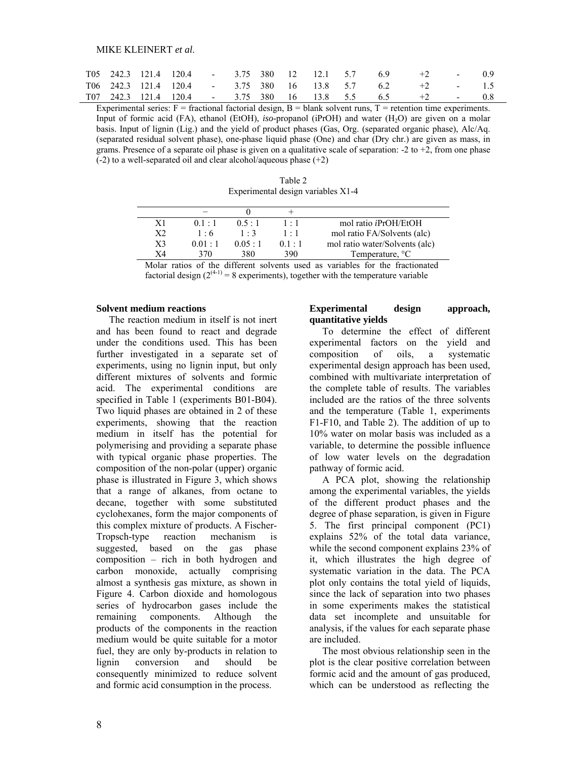| | | | | | | | | | | | | | |
|---|---|---|---|---|---|---|---|---|---|---|---|---|---|
| T05 | 242.3 | 121.4 | 120.4 | - | 3.75 | 380 | 12 | 12.1 | 5.7 | 6.9 | +2 | - | 0.9 |
| T06 | 242.3 | 121.4 | 120.4 | - | 3.75 | 380 | 16 | 13.8 | 5.7 | 6.2 | +2 | - | 1.5 |
| T07 | 242.3 | 121.4 | 120.4 | - | 3.75 | 380 | 16 | 13.8 | 5.5 | 6.5 | +2 | - | 0.8 |

Experimental series: F = fractional factorial design, B = blank solvent runs, T = retention time experiments. Input of formic acid (FA), ethanol (EtOH), *iso*-propanol (iPrOH) and water ($H_2O$) are given on a molar basis. Input of lignin (Lig.) and the yield of product phases (Gas, Org. (separated organic phase), Alc/Aq. (separated residual solvent phase), one-phase liquid phase (One) and char (Dry chr.) are given as mass, in grams. Presence of a separate oil phase is given on a qualitative scale of separation: -2 to +2, from one phase (-2) to a well-separated oil and clear alcohol/aqueous phase (+2)

Table 2
Experimental design variables X1-4

| | – | 0 | + | |
|---|---|---|---|---|
| X1 | 0.1 : 1 | 0.5 : 1 | 1 : 1 | mol ratio *i*PrOH/EtOH |
| X2 | 1 : 6 | 1 : 3 | 1 : 1 | mol ratio FA/Solvents (alc) |
| X3 | 0.01 : 1 | 0.05 : 1 | 0.1 : 1 | mol ratio water/Solvents (alc) |
| X4 | 370 | 380 | 390 | Temperature, °C |

Molar ratios of the different solvents used as variables for the fractionated factorial design ($2^{(4-1)}$ = 8 experiments), together with the temperature variable

**Solvent medium reactions**

The reaction medium in itself is not inert and has been found to react and degrade under the conditions used. This has been further investigated in a separate set of experiments, using no lignin input, but only different mixtures of solvents and formic acid. The experimental conditions are specified in Table 1 (experiments B01-B04). Two liquid phases are obtained in 2 of these experiments, showing that the reaction medium in itself has the potential for polymerising and providing a separate phase with typical organic phase properties. The composition of the non-polar (upper) organic phase is illustrated in Figure 3, which shows that a range of alkanes, from octane to decane, together with some substituted cyclohexanes, form the major components of this complex mixture of products. A Fischer-Tropsch-type reaction mechanism is suggested, based on the gas phase composition – rich in both hydrogen and carbon monoxide, actually comprising almost a synthesis gas mixture, as shown in Figure 4. Carbon dioxide and homologous series of hydrocarbon gases include the remaining components. Although the products of the components in the reaction medium would be quite suitable for a motor fuel, they are only by-products in relation to lignin conversion and should be consequently minimized to reduce solvent and formic acid consumption in the process.

**Experimental design approach, quantitative yields**

To determine the effect of different experimental factors on the yield and composition of oils, a systematic experimental design approach has been used, combined with multivariate interpretation of the complete table of results. The variables included are the ratios of the three solvents and the temperature (Table 1, experiments F1-F10, and Table 2). The addition of up to 10% water on molar basis was included as a variable, to determine the possible influence of low water levels on the degradation pathway of formic acid.

A PCA plot, showing the relationship among the experimental variables, the yields of the different product phases and the degree of phase separation, is given in Figure 5. The first principal component (PC1) explains 52% of the total data variance, while the second component explains 23% of it, which illustrates the high degree of systematic variation in the data. The PCA plot only contains the total yield of liquids, since the lack of separation into two phases in some experiments makes the statistical data set incomplete and unsuitable for analysis, if the values for each separate phase are included.

The most obvious relationship seen in the plot is the clear positive correlation between formic acid and the amount of gas produced, which can be understood as reflecting the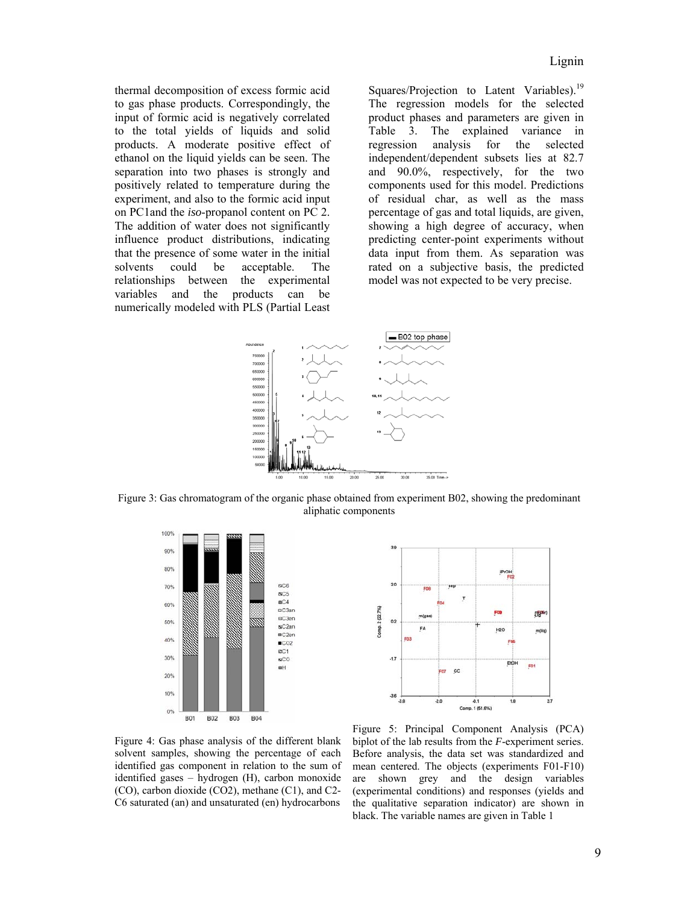thermal decomposition of excess formic acid to gas phase products. Correspondingly, the input of formic acid is negatively correlated to the total yields of liquids and solid products. A moderate positive effect of ethanol on the liquid yields can be seen. The separation into two phases is strongly and positively related to temperature during the experiment, and also to the formic acid input on PC1and the *iso*-propanol content on PC 2. The addition of water does not significantly influence product distributions, indicating that the presence of some water in the initial solvents could be acceptable. The relationships between the experimental variables and the products can be numerically modeled with PLS (Partial Least Squares/Projection to Latent Variables).[19] The regression models for the selected product phases and parameters are given in Table 3. The explained variance in regression analysis for the selected independent/dependent subsets lies at 82.7 and 90.0%, respectively, for the two components used for this model. Predictions of residual char, as well as the mass percentage of gas and total liquids, are given, showing a high degree of accuracy, when predicting center-point experiments without data input from them. As separation was rated on a subjective basis, the predicted model was not expected to be very precise.

Figure 3: Gas chromatogram of the organic phase obtained from experiment B02, showing the predominant aliphatic components

Figure 4: Gas phase analysis of the different blank solvent samples, showing the percentage of each identified gas component in relation to the sum of identified gases – hydrogen (H), carbon monoxide (CO), carbon dioxide (CO2), methane (C1), and C2-C6 saturated (an) and unsaturated (en) hydrocarbons

Figure 5: Principal Component Analysis (PCA) biplot of the lab results from the *F*-experiment series. Before analysis, the data set was standardized and mean centered. The objects (experiments F01-F10) are shown grey and the design variables (experimental conditions) and responses (yields and the qualitative separation indicator) are shown in black. The variable names are given in Table 1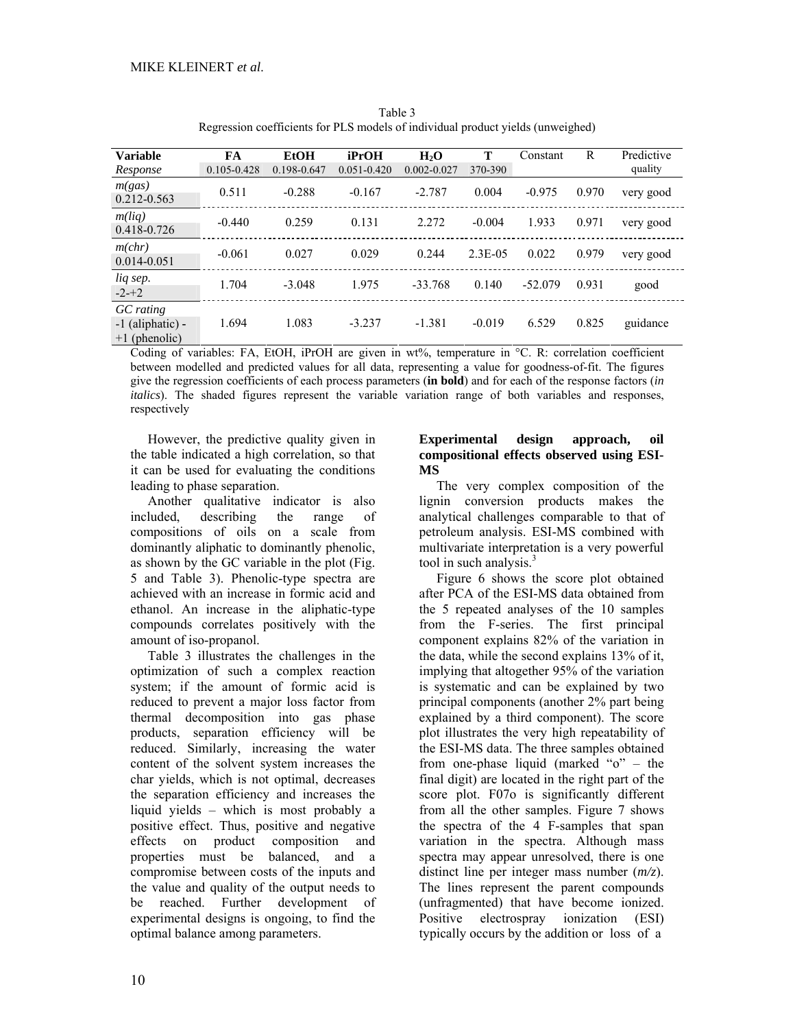Table 3
Regression coefficients for PLS models of individual product yields (unweighed)

| Variable | FA | EtOH | iPrOH | $H_2O$ | T | Constant | R | Predictive quality |
|---|---|---|---|---|---|---|---|---|
| *Response* | 0.105-0.428 | 0.198-0.647 | 0.051-0.420 | 0.002-0.027 | 370-390 | | | |
| *m(gas)* 0.212-0.563 | 0.511 | -0.288 | -0.167 | -2.787 | 0.004 | -0.975 | 0.970 | very good |
| *m(liq)* 0.418-0.726 | -0.440 | 0.259 | 0.131 | 2.272 | -0.004 | 1.933 | 0.971 | very good |
| *m(chr)* 0.014-0.051 | -0.061 | 0.027 | 0.029 | 0.244 | 2.3E-05 | 0.022 | 0.979 | very good |
| *liq sep.* -2-+2 | 1.704 | -3.048 | 1.975 | -33.768 | 0.140 | -52.079 | 0.931 | good |
| *GC rating* -1 (aliphatic) - +1 (phenolic) | 1.694 | 1.083 | -3.237 | -1.381 | -0.019 | 6.529 | 0.825 | guidance |

Coding of variables: FA, EtOH, iPrOH are given in wt%, temperature in °C. R: correlation coefficient between modelled and predicted values for all data, representing a value for goodness-of-fit. The figures give the regression coefficients of each process parameters (**in bold**) and for each of the response factors (*in italics*). The shaded figures represent the variable variation range of both variables and responses, respectively

However, the predictive quality given in the table indicated a high correlation, so that it can be used for evaluating the conditions leading to phase separation.

Another qualitative indicator is also included, describing the range of compositions of oils on a scale from dominantly aliphatic to dominantly phenolic, as shown by the GC variable in the plot (Fig. 5 and Table 3). Phenolic-type spectra are achieved with an increase in formic acid and ethanol. An increase in the aliphatic-type compounds correlates positively with the amount of iso-propanol.

Table 3 illustrates the challenges in the optimization of such a complex reaction system; if the amount of formic acid is reduced to prevent a major loss factor from thermal decomposition into gas phase products, separation efficiency will be reduced. Similarly, increasing the water content of the solvent system increases the char yields, which is not optimal, decreases the separation efficiency and increases the liquid yields – which is most probably a positive effect. Thus, positive and negative effects on product composition and properties must be balanced, and a compromise between costs of the inputs and the value and quality of the output needs to be reached. Further development of experimental designs is ongoing, to find the optimal balance among parameters.

**Experimental design approach, oil compositional effects observed using ESI-MS**

The very complex composition of the lignin conversion products makes the analytical challenges comparable to that of petroleum analysis. ESI-MS combined with multivariate interpretation is a very powerful tool in such analysis.[3]

Figure 6 shows the score plot obtained after PCA of the ESI-MS data obtained from the 5 repeated analyses of the 10 samples from the F-series. The first principal component explains 82% of the variation in the data, while the second explains 13% of it, implying that altogether 95% of the variation is systematic and can be explained by two principal components (another 2% part being explained by a third component). The score plot illustrates the very high repeatability of the ESI-MS data. The three samples obtained from one-phase liquid (marked "o" – the final digit) are located in the right part of the score plot. F07o is significantly different from all the other samples. Figure 7 shows the spectra of the 4 F-samples that span variation in the spectra. Although mass spectra may appear unresolved, there is one distinct line per integer mass number (*m/z*). The lines represent the parent compounds (unfragmented) that have become ionized. Positive electrospray ionization (ESI) typically occurs by the addition or loss of a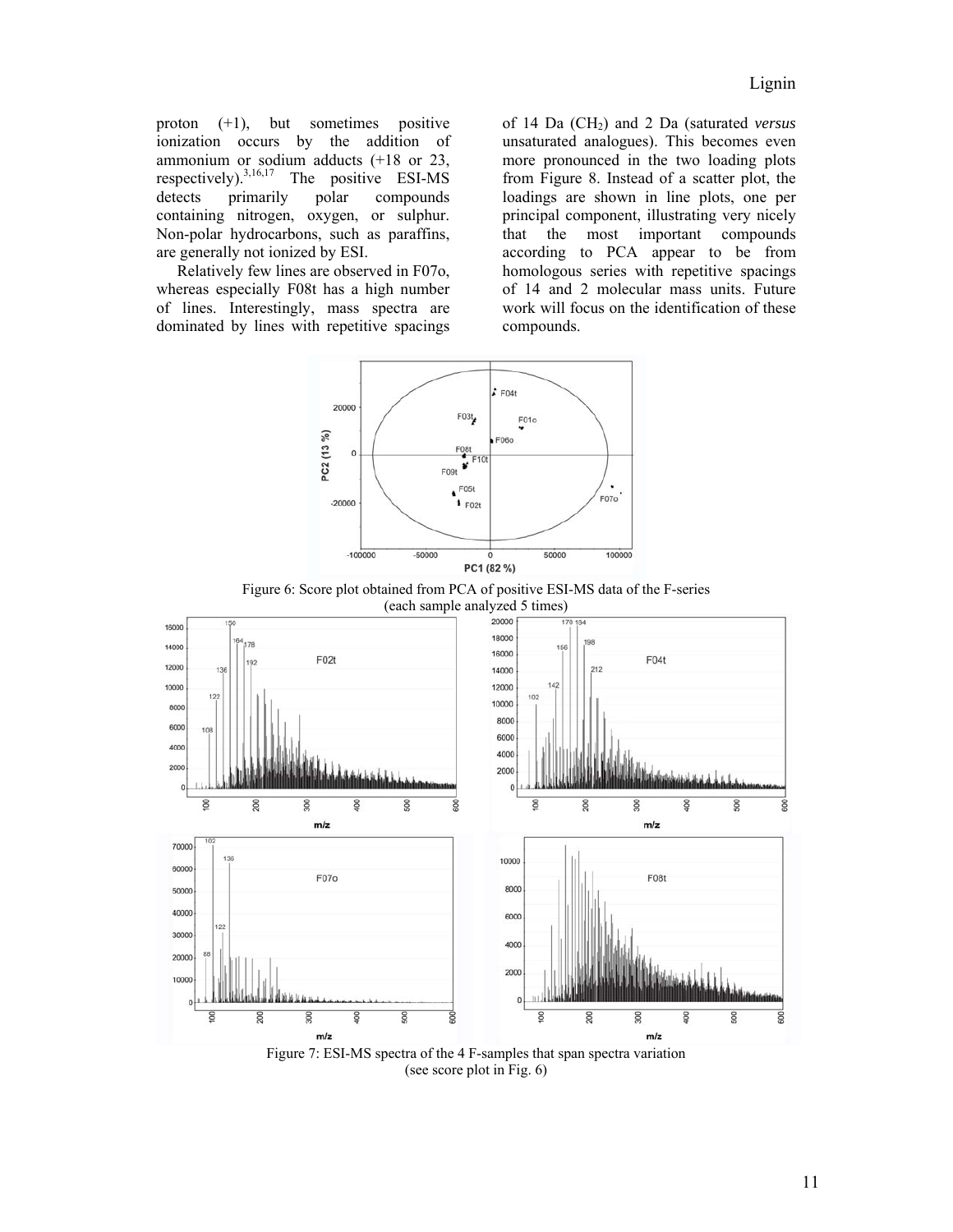proton (+1), but sometimes positive ionization occurs by the addition of ammonium or sodium adducts (+18 or 23, respectively).[3,16,17] The positive ESI-MS detects primarily polar compounds containing nitrogen, oxygen, or sulphur. Non-polar hydrocarbons, such as paraffins, are generally not ionized by ESI.

Relatively few lines are observed in F07o, whereas especially F08t has a high number of lines. Interestingly, mass spectra are dominated by lines with repetitive spacings of 14 Da ($CH_2$) and 2 Da (saturated *versus* unsaturated analogues). This becomes even more pronounced in the two loading plots from Figure 8. Instead of a scatter plot, the loadings are shown in line plots, one per principal component, illustrating very nicely that the most important compounds according to PCA appear to be from homologous series with repetitive spacings of 14 and 2 molecular mass units. Future work will focus on the identification of these compounds.

Figure 6: Score plot obtained from PCA of positive ESI-MS data of the F-series (each sample analyzed 5 times)

Figure 7: ESI-MS spectra of the 4 F-samples that span spectra variation (see score plot in Fig. 6)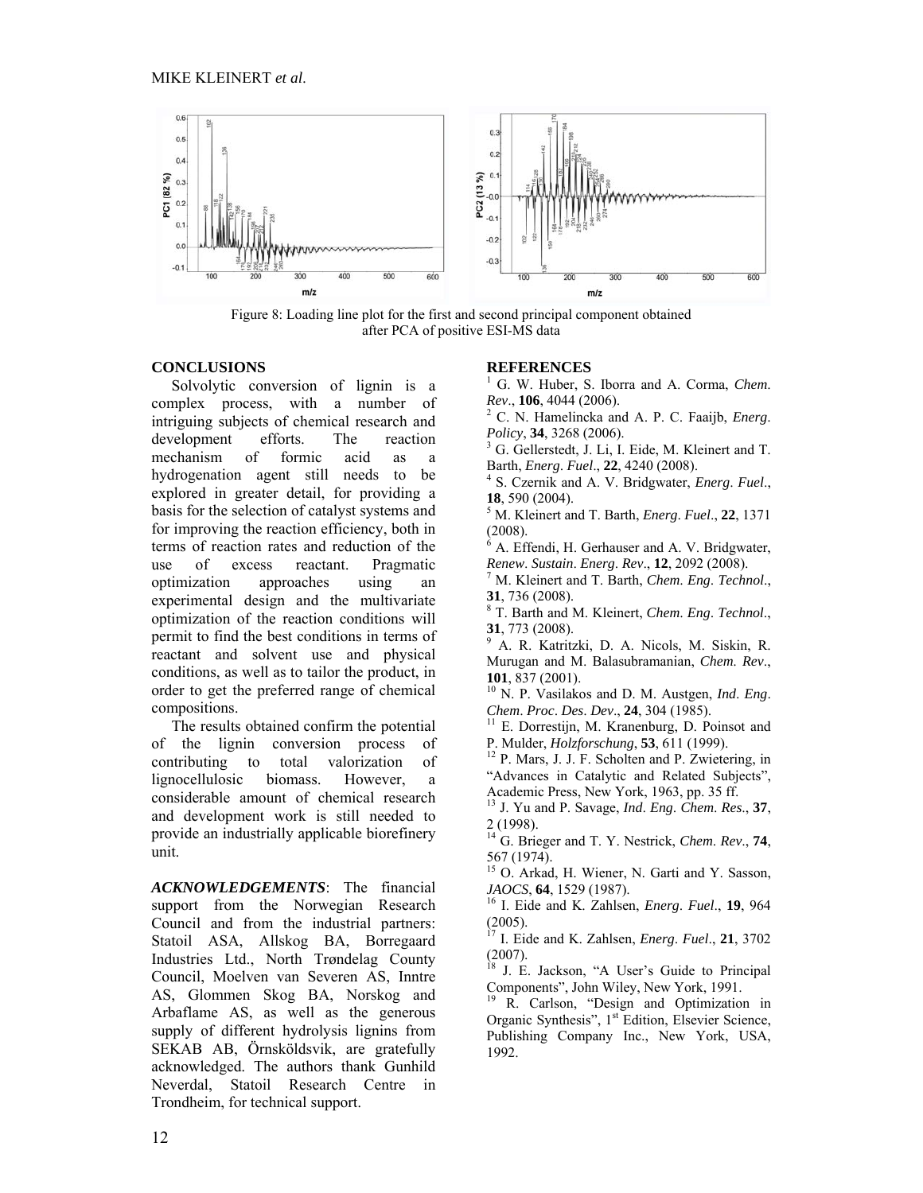PC1 (82 %)

0.6, 0.5, 0.4, 0.3, 0.2, 0.1, 0.0, -0.1

102, 138, 88, 118, 122, 142, 136, 156, 170, 184, 198, 202, 221, 235, 164, 178, 192, 206, 214, 232, 246, 260

100, 200, 300, 400, 500, 600

m/z

PC2 (13 %)

0.3, 0.2, 0.1, 0.0, -0.1, -0.2, -0.3

114, 116, 128, 130, 142, 156, 170, 182, 184, 190, 198, 212, 218, 224, 226, 238, 240, 242, 252, 256, 266, 280, 102, 122, 136, 150, 164, 178, 192, 204, 218, 232, 246, 260, 274

100, 200, 300, 400, 500, 600

m/z

Figure 8: Loading line plot for the first and second principal component obtained after PCA of positive ESI-MS data

## CONCLUSIONS

Solvolytic conversion of lignin is a complex process, with a number of intriguing subjects of chemical research and development efforts. The reaction mechanism of formic acid as a hydrogenation agent still needs to be explored in greater detail, for providing a basis for the selection of catalyst systems and for improving the reaction efficiency, both in terms of reaction rates and reduction of the use of excess reactant. Pragmatic optimization approaches using an experimental design and the multivariate optimization of the reaction conditions will permit to find the best conditions in terms of reactant and solvent use and physical conditions, as well as to tailor the product, in order to get the preferred range of chemical compositions.

The results obtained confirm the potential of the lignin conversion process of contributing to total valorization of lignocellulosic biomass. However, a considerable amount of chemical research and development work is still needed to provide an industrially applicable biorefinery unit.

***ACKNOWLEDGEMENTS***: The financial support from the Norwegian Research Council and from the industrial partners: Statoil ASA, Allskog BA, Borregaard Industries Ltd., North Trøndelag County Council, Moelven van Severen AS, Inntre AS, Glommen Skog BA, Norskog and Arbaflame AS, as well as the generous supply of different hydrolysis lignins from SEKAB AB, Örnsköldsvik, are gratefully acknowledged. The authors thank Gunhild Neverdal, Statoil Research Centre in Trondheim, for technical support.

## REFERENCES

[1] G. W. Huber, S. Iborra and A. Corma, *Chem. Rev.*, **106**, 4044 (2006).

[2] C. N. Hamelincka and A. P. C. Faaijb, *Energ. Policy*, **34**, 3268 (2006).

[3] G. Gellerstedt, J. Li, I. Eide, M. Kleinert and T. Barth, *Energ. Fuel.*, **22**, 4240 (2008).

[4] S. Czernik and A. V. Bridgwater, *Energ. Fuel.*, **18**, 590 (2004).

[5] M. Kleinert and T. Barth, *Energ. Fuel.*, **22**, 1371 (2008).

[6] A. Effendi, H. Gerhauser and A. V. Bridgwater, *Renew. Sustain. Energ. Rev.*, **12**, 2092 (2008).

[7] M. Kleinert and T. Barth, *Chem. Eng. Technol.*, **31**, 736 (2008).

[8] T. Barth and M. Kleinert, *Chem. Eng. Technol.*, **31**, 773 (2008).

[9] A. R. Katritzki, D. A. Nicols, M. Siskin, R. Murugan and M. Balasubramanian, *Chem. Rev.*, **101**, 837 (2001).

[10] N. P. Vasilakos and D. M. Austgen, *Ind. Eng. Chem. Proc. Des. Dev.*, **24**, 304 (1985).

[11] E. Dorrestijn, M. Kranenburg, D. Poinsot and P. Mulder, *Holzforschung*, **53**, 611 (1999).

[12] P. Mars, J. J. F. Scholten and P. Zwietering, in "Advances in Catalytic and Related Subjects", Academic Press, New York, 1963, pp. 35 ff.

[13] J. Yu and P. Savage, *Ind. Eng. Chem. Res.*, **37**, 2 (1998).

[14] G. Brieger and T. Y. Nestrick, *Chem. Rev.*, **74**, 567 (1974).

[15] O. Arkad, H. Wiener, N. Garti and Y. Sasson, *JAOCS*, **64**, 1529 (1987).

[16] I. Eide and K. Zahlsen, *Energ. Fuel.*, **19**, 964 (2005).

[17] I. Eide and K. Zahlsen, *Energ. Fuel.*, **21**, 3702 (2007).

[18] J. E. Jackson, "A User's Guide to Principal Components", John Wiley, New York, 1991.

[19] R. Carlson, "Design and Optimization in Organic Synthesis", 1st Edition, Elsevier Science, Publishing Company Inc., New York, USA, 1992.